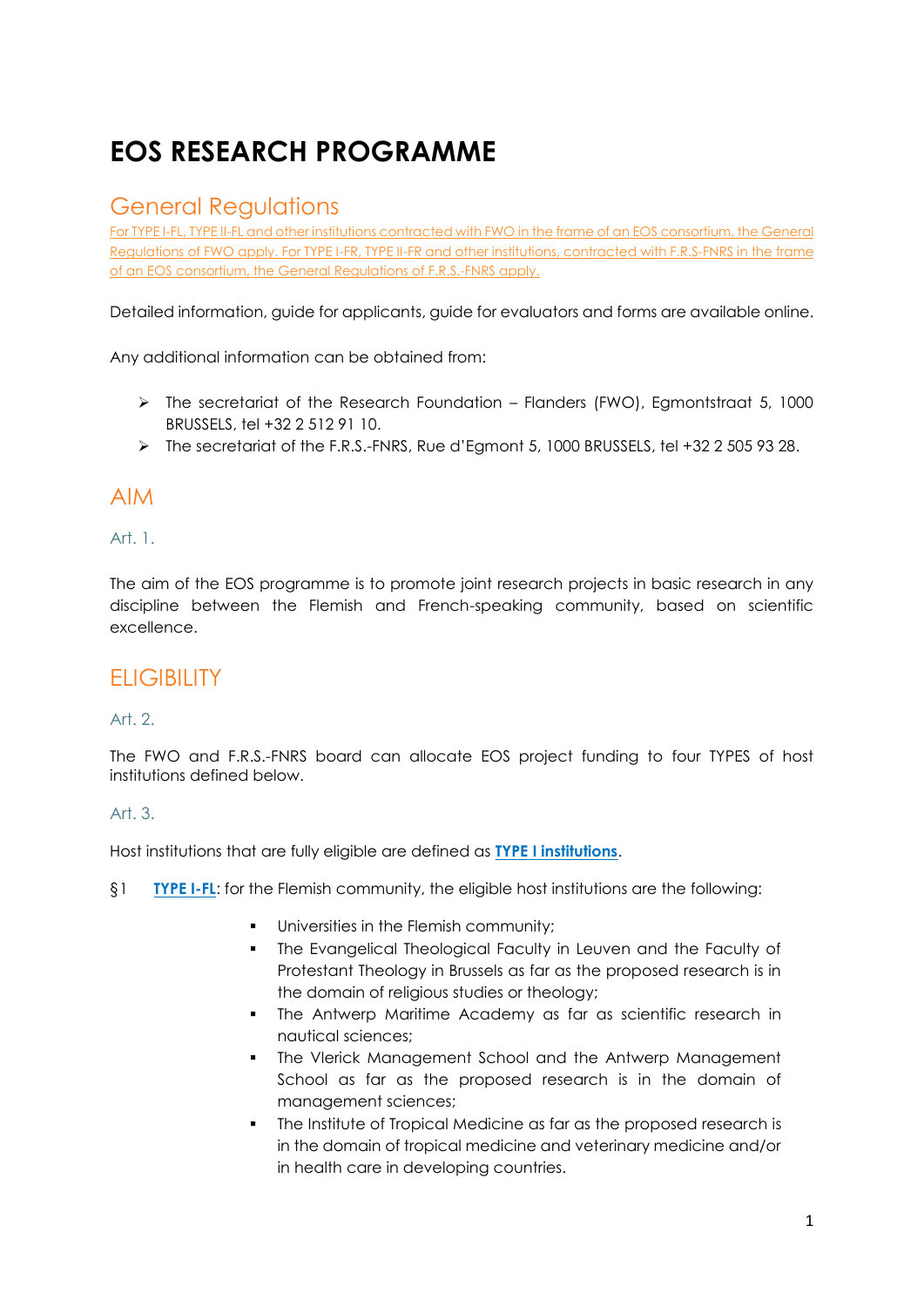# EOS RESEARCH PROGRAMME

## General Regulations

For TYPE I-FL, TYPE II-FL and other institutions contracted with FWO in the frame of an EOS consortium, the General Regulations of FWO apply. For TYPE I-FR, TYPE II-FR and other institutions, contracted with F.R.S-FNRS in the frame of an EOS consortium, the General Regulations of F.R.S.-FNRS apply.

Detailed information, guide for applicants, guide for evaluators and forms are available online.

Any additional information can be obtained from:

- The secretariat of the Research Foundation – Flanders (FWO), Egmontstraat 5, 1000 BRUSSELS, tel +32 2 512 91 10.
- The secretariat of the F.R.S.-FNRS, Rue d'Egmont 5, 1000 BRUSSELS, tel +32 2 505 93 28.

## AIM

### Art. 1.

The aim of the EOS programme is to promote joint research projects in basic research in any discipline between the Flemish and French-speaking community, based on scientific excellence.

## ELIGIBILITY

### Art. 2.

The FWO and F.R.S.-FNRS board can allocate EOS project funding to four TYPES of host institutions defined below.

### Art. 3.

Host institutions that are fully eligible are defined as **TYPE I institutions**.

§1 **TYPE I-FL**: for the Flemish community, the eligible host institutions are the following:

- Universities in the Flemish community;
- The Evangelical Theological Faculty in Leuven and the Faculty of Protestant Theology in Brussels as far as the proposed research is in the domain of religious studies or theology;
- The Antwerp Maritime Academy as far as scientific research in nautical sciences;
- The Vlerick Management School and the Antwerp Management School as far as the proposed research is in the domain of management sciences;
- The Institute of Tropical Medicine as far as the proposed research is in the domain of tropical medicine and veterinary medicine and/or in health care in developing countries.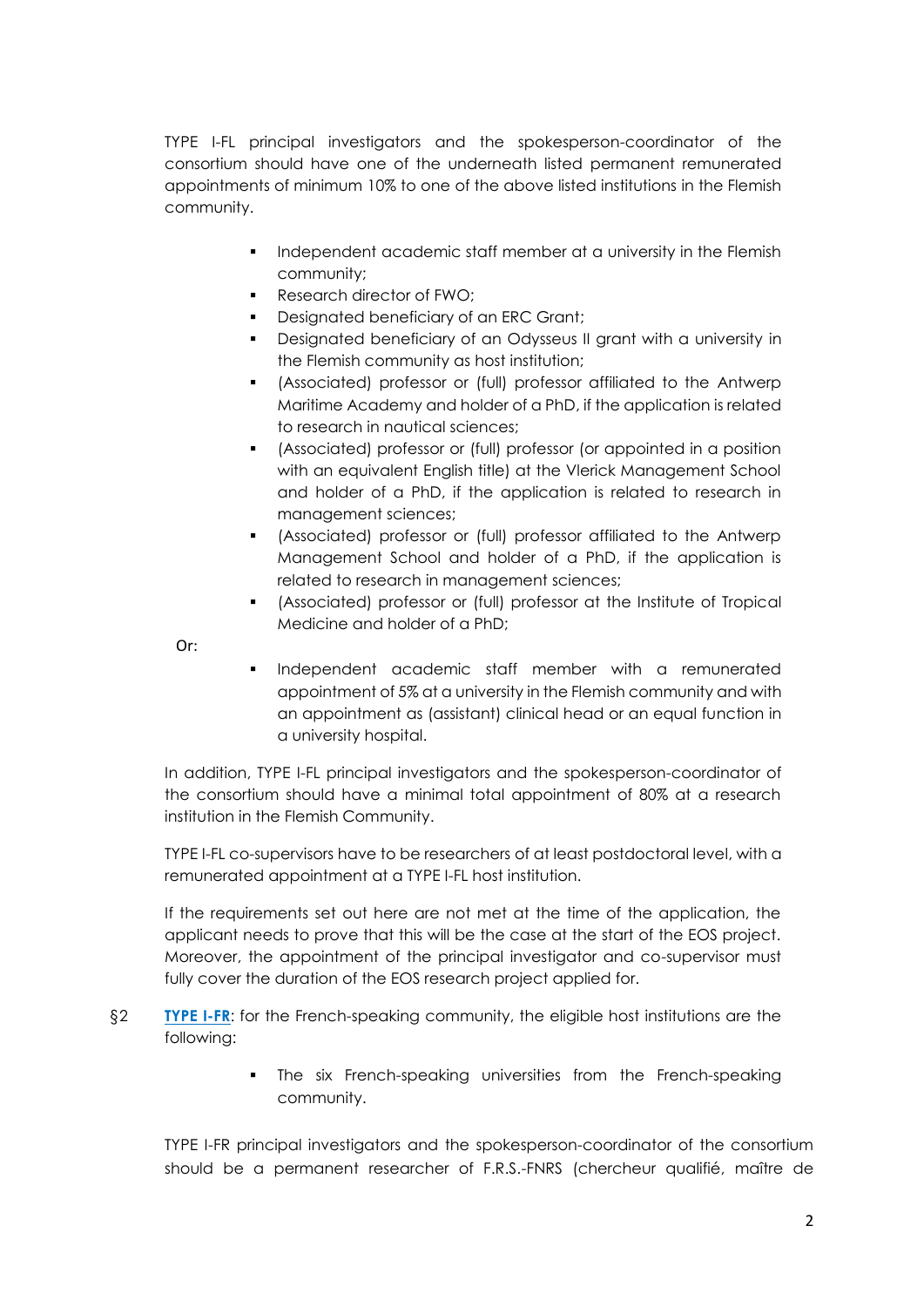TYPE I-FL principal investigators and the spokesperson-coordinator of the consortium should have one of the underneath listed permanent remunerated appointments of minimum 10% to one of the above listed institutions in the Flemish community.

- Independent academic staff member at a university in the Flemish community;
- Research director of FWO;
- Designated beneficiary of an ERC Grant;
- Designated beneficiary of an Odysseus II grant with a university in the Flemish community as host institution;
- (Associated) professor or (full) professor affiliated to the Antwerp Maritime Academy and holder of a PhD, if the application is related to research in nautical sciences;
- (Associated) professor or (full) professor (or appointed in a position with an equivalent English title) at the Vlerick Management School and holder of a PhD, if the application is related to research in management sciences;
- (Associated) professor or (full) professor affiliated to the Antwerp Management School and holder of a PhD, if the application is related to research in management sciences;
- (Associated) professor or (full) professor at the Institute of Tropical Medicine and holder of a PhD;

Or:

- Independent academic staff member with a remunerated appointment of 5% at a university in the Flemish community and with an appointment as (assistant) clinical head or an equal function in a university hospital.

In addition, TYPE I-FL principal investigators and the spokesperson-coordinator of the consortium should have a minimal total appointment of 80% at a research institution in the Flemish Community.

TYPE I-FL co-supervisors have to be researchers of at least postdoctoral level, with a remunerated appointment at a TYPE I-FL host institution.

If the requirements set out here are not met at the time of the application, the applicant needs to prove that this will be the case at the start of the EOS project. Moreover, the appointment of the principal investigator and co-supervisor must fully cover the duration of the EOS research project applied for.

§2 **TYPE I-FR**: for the French-speaking community, the eligible host institutions are the following:

- The six French-speaking universities from the French-speaking community.

TYPE I-FR principal investigators and the spokesperson-coordinator of the consortium should be a permanent researcher of F.R.S.-FNRS (chercheur qualifié, maître de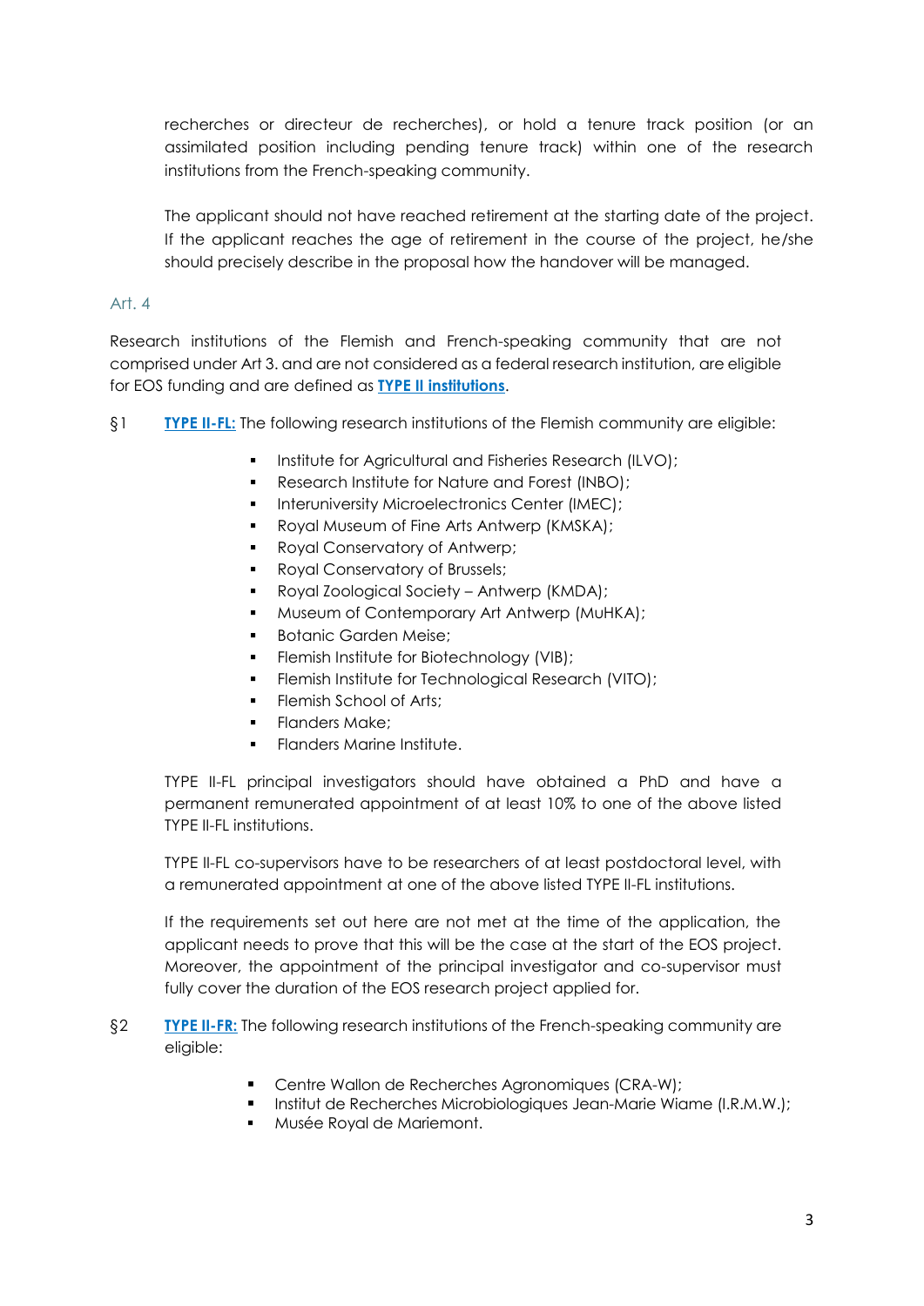recherches or directeur de recherches), or hold a tenure track position (or an assimilated position including pending tenure track) within one of the research institutions from the French-speaking community.

The applicant should not have reached retirement at the starting date of the project. If the applicant reaches the age of retirement in the course of the project, he/she should precisely describe in the proposal how the handover will be managed.

### Art. 4

Research institutions of the Flemish and French-speaking community that are not comprised under Art 3. and are not considered as a federal research institution, are eligible for EOS funding and are defined as **TYPE II institutions**.

§1 **TYPE II-FL:** The following research institutions of the Flemish community are eligible:

- Institute for Agricultural and Fisheries Research (ILVO);
- Research Institute for Nature and Forest (INBO);
- Interuniversity Microelectronics Center (IMEC);
- Royal Museum of Fine Arts Antwerp (KMSKA);
- Royal Conservatory of Antwerp;
- Royal Conservatory of Brussels;
- Royal Zoological Society – Antwerp (KMDA);
- Museum of Contemporary Art Antwerp (MuHKA);
- Botanic Garden Meise;
- Flemish Institute for Biotechnology (VIB);
- Flemish Institute for Technological Research (VITO);
- Flemish School of Arts;
- Flanders Make;
- Flanders Marine Institute.

TYPE II-FL principal investigators should have obtained a PhD and have a permanent remunerated appointment of at least 10% to one of the above listed TYPE II-FL institutions.

TYPE II-FL co-supervisors have to be researchers of at least postdoctoral level, with a remunerated appointment at one of the above listed TYPE II-FL institutions.

If the requirements set out here are not met at the time of the application, the applicant needs to prove that this will be the case at the start of the EOS project. Moreover, the appointment of the principal investigator and co-supervisor must fully cover the duration of the EOS research project applied for.

§2 **TYPE II-FR:** The following research institutions of the French-speaking community are eligible:

- Centre Wallon de Recherches Agronomiques (CRA-W);
- Institut de Recherches Microbiologiques Jean-Marie Wiame (I.R.M.W.);
- Musée Royal de Mariemont.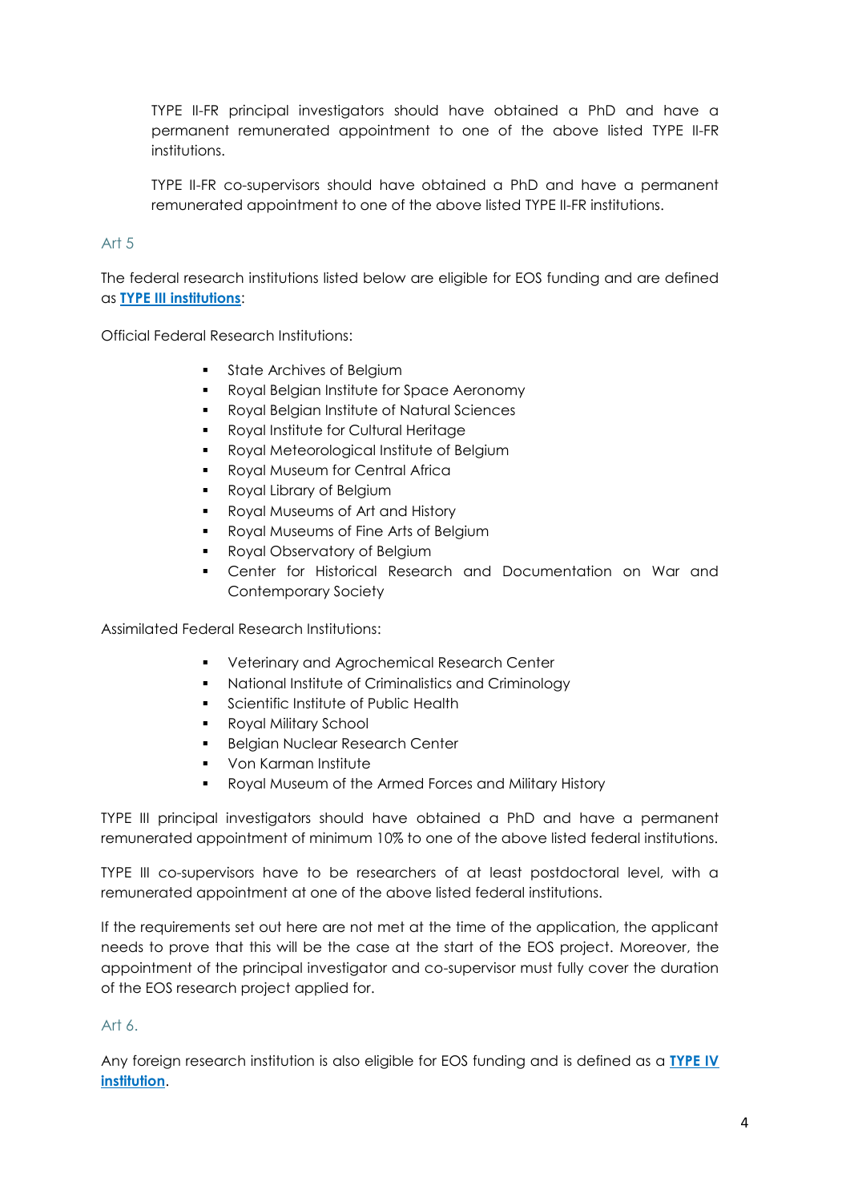TYPE II-FR principal investigators should have obtained a PhD and have a permanent remunerated appointment to one of the above listed TYPE II-FR institutions.

TYPE II-FR co-supervisors should have obtained a PhD and have a permanent remunerated appointment to one of the above listed TYPE II-FR institutions.

### Art 5

The federal research institutions listed below are eligible for EOS funding and are defined as **TYPE III institutions**:

Official Federal Research Institutions:

- State Archives of Belgium
- Royal Belgian Institute for Space Aeronomy
- Royal Belgian Institute of Natural Sciences
- Royal Institute for Cultural Heritage
- Royal Meteorological Institute of Belgium
- Royal Museum for Central Africa
- Royal Library of Belgium
- Royal Museums of Art and History
- Royal Museums of Fine Arts of Belgium
- Royal Observatory of Belgium
- Center for Historical Research and Documentation on War and Contemporary Society

Assimilated Federal Research Institutions:

- Veterinary and Agrochemical Research Center
- National Institute of Criminalistics and Criminology
- Scientific Institute of Public Health
- Royal Military School
- Belgian Nuclear Research Center
- Von Karman Institute
- Royal Museum of the Armed Forces and Military History

TYPE III principal investigators should have obtained a PhD and have a permanent remunerated appointment of minimum 10% to one of the above listed federal institutions.

TYPE III co-supervisors have to be researchers of at least postdoctoral level, with a remunerated appointment at one of the above listed federal institutions.

If the requirements set out here are not met at the time of the application, the applicant needs to prove that this will be the case at the start of the EOS project. Moreover, the appointment of the principal investigator and co-supervisor must fully cover the duration of the EOS research project applied for.

### Art 6.

Any foreign research institution is also eligible for EOS funding and is defined as a **TYPE IV institution**.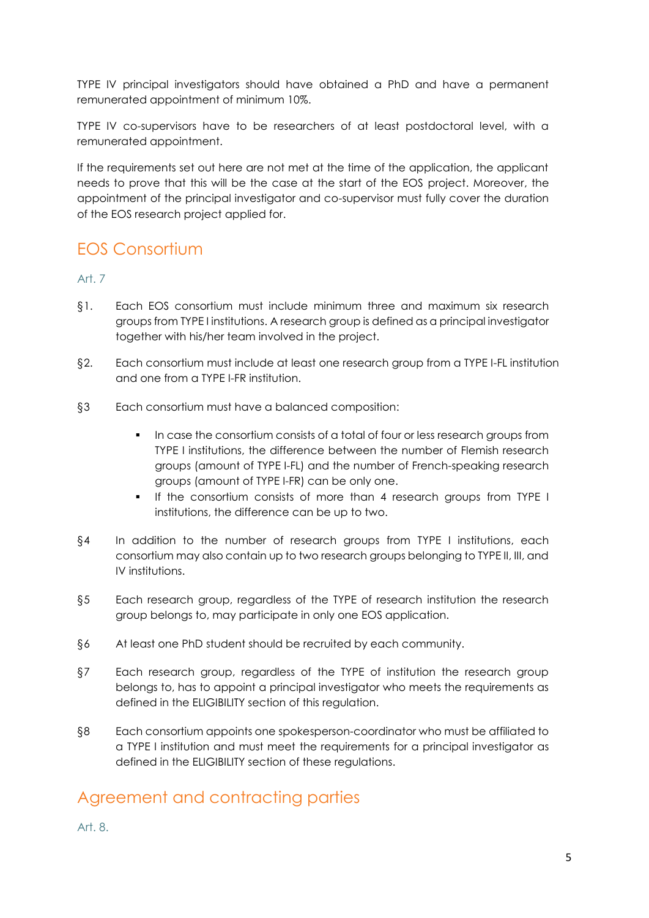TYPE IV principal investigators should have obtained a PhD and have a permanent remunerated appointment of minimum 10%.

TYPE IV co-supervisors have to be researchers of at least postdoctoral level, with a remunerated appointment.

If the requirements set out here are not met at the time of the application, the applicant needs to prove that this will be the case at the start of the EOS project. Moreover, the appointment of the principal investigator and co-supervisor must fully cover the duration of the EOS research project applied for.

## EOS Consortium

### Art. 7

§1. Each EOS consortium must include minimum three and maximum six research groups from TYPE I institutions. A research group is defined as a principal investigator together with his/her team involved in the project.

§2. Each consortium must include at least one research group from a TYPE I-FL institution and one from a TYPE I-FR institution.

§3 Each consortium must have a balanced composition:

- In case the consortium consists of a total of four or less research groups from TYPE I institutions, the difference between the number of Flemish research groups (amount of TYPE I-FL) and the number of French-speaking research groups (amount of TYPE I-FR) can be only one.
- If the consortium consists of more than 4 research groups from TYPE I institutions, the difference can be up to two.

§4 In addition to the number of research groups from TYPE I institutions, each consortium may also contain up to two research groups belonging to TYPE II, III, and IV institutions.

§5 Each research group, regardless of the TYPE of research institution the research group belongs to, may participate in only one EOS application.

§6 At least one PhD student should be recruited by each community.

§7 Each research group, regardless of the TYPE of institution the research group belongs to, has to appoint a principal investigator who meets the requirements as defined in the ELIGIBILITY section of this regulation.

§8 Each consortium appoints one spokesperson-coordinator who must be affiliated to a TYPE I institution and must meet the requirements for a principal investigator as defined in the ELIGIBILITY section of these regulations.

## Agreement and contracting parties

### Art. 8.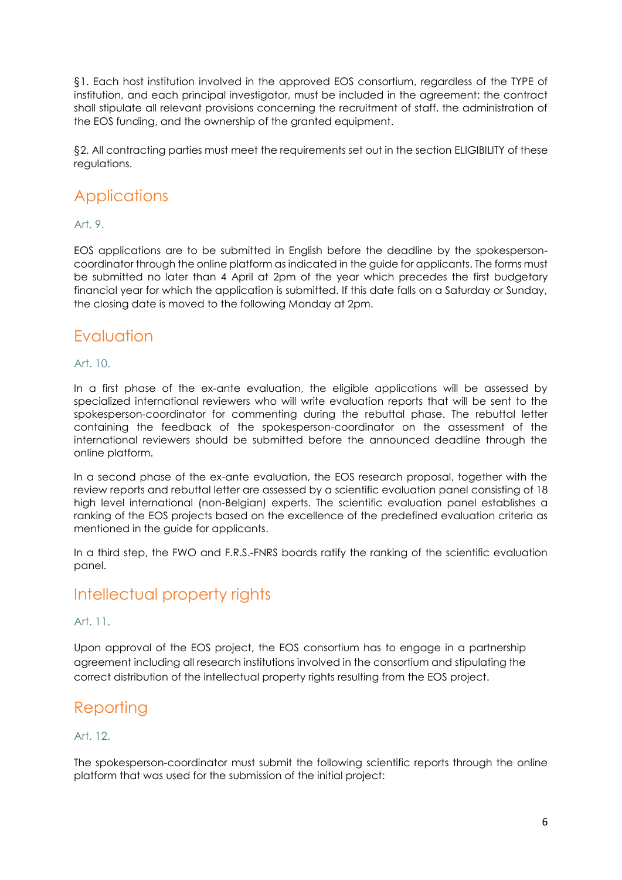§1. Each host institution involved in the approved EOS consortium, regardless of the TYPE of institution, and each principal investigator, must be included in the agreement: the contract shall stipulate all relevant provisions concerning the recruitment of staff, the administration of the EOS funding, and the ownership of the granted equipment.

§2. All contracting parties must meet the requirements set out in the section ELIGIBILITY of these regulations.

## Applications

### Art. 9.

EOS applications are to be submitted in English before the deadline by the spokesperson-coordinator through the online platform as indicated in the guide for applicants. The forms must be submitted no later than 4 April at 2pm of the year which precedes the first budgetary financial year for which the application is submitted. If this date falls on a Saturday or Sunday, the closing date is moved to the following Monday at 2pm.

## Evaluation

### Art. 10.

In a first phase of the ex-ante evaluation, the eligible applications will be assessed by specialized international reviewers who will write evaluation reports that will be sent to the spokesperson-coordinator for commenting during the rebuttal phase. The rebuttal letter containing the feedback of the spokesperson-coordinator on the assessment of the international reviewers should be submitted before the announced deadline through the online platform.

In a second phase of the ex-ante evaluation, the EOS research proposal, together with the review reports and rebuttal letter are assessed by a scientific evaluation panel consisting of 18 high level international (non-Belgian) experts. The scientific evaluation panel establishes a ranking of the EOS projects based on the excellence of the predefined evaluation criteria as mentioned in the guide for applicants.

In a third step, the FWO and F.R.S.-FNRS boards ratify the ranking of the scientific evaluation panel.

## Intellectual property rights

### Art. 11.

Upon approval of the EOS project, the EOS consortium has to engage in a partnership agreement including all research institutions involved in the consortium and stipulating the correct distribution of the intellectual property rights resulting from the EOS project.

## Reporting

### Art. 12.

The spokesperson-coordinator must submit the following scientific reports through the online platform that was used for the submission of the initial project: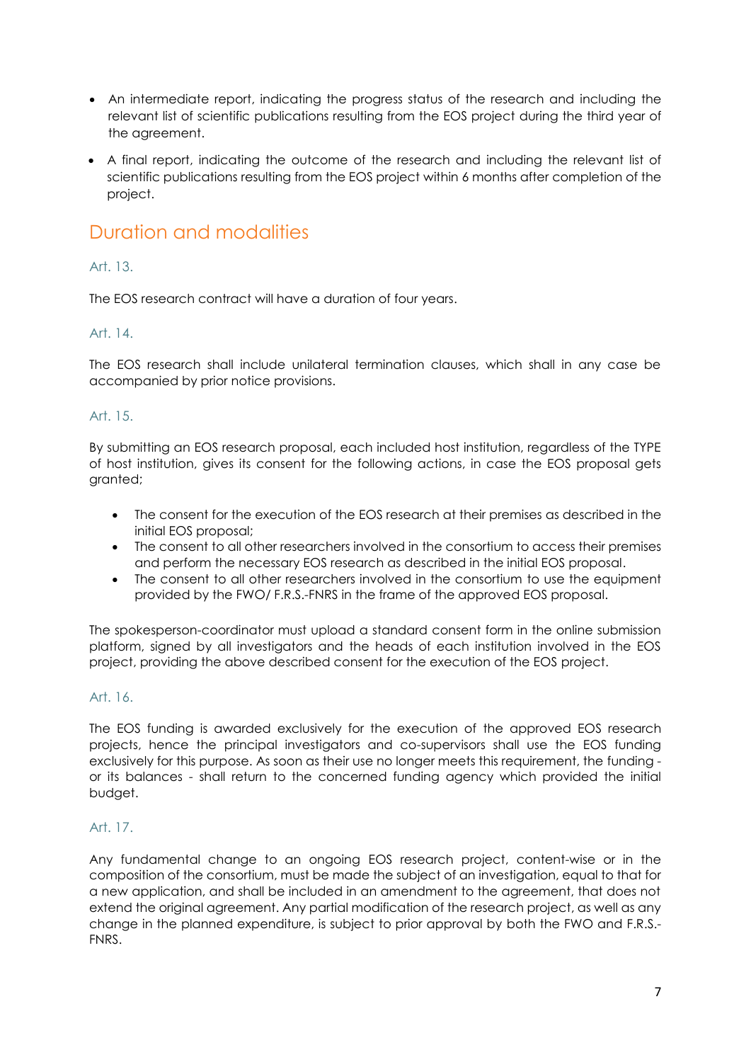- An intermediate report, indicating the progress status of the research and including the relevant list of scientific publications resulting from the EOS project during the third year of the agreement.
- A final report, indicating the outcome of the research and including the relevant list of scientific publications resulting from the EOS project within 6 months after completion of the project.

## Duration and modalities

### Art. 13.

The EOS research contract will have a duration of four years.

### Art. 14.

The EOS research shall include unilateral termination clauses, which shall in any case be accompanied by prior notice provisions.

### Art. 15.

By submitting an EOS research proposal, each included host institution, regardless of the TYPE of host institution, gives its consent for the following actions, in case the EOS proposal gets granted;

- The consent for the execution of the EOS research at their premises as described in the initial EOS proposal;
- The consent to all other researchers involved in the consortium to access their premises and perform the necessary EOS research as described in the initial EOS proposal.
- The consent to all other researchers involved in the consortium to use the equipment provided by the FWO/ F.R.S.-FNRS in the frame of the approved EOS proposal.

The spokesperson-coordinator must upload a standard consent form in the online submission platform, signed by all investigators and the heads of each institution involved in the EOS project, providing the above described consent for the execution of the EOS project.

### Art. 16.

The EOS funding is awarded exclusively for the execution of the approved EOS research projects, hence the principal investigators and co-supervisors shall use the EOS funding exclusively for this purpose. As soon as their use no longer meets this requirement, the funding - or its balances - shall return to the concerned funding agency which provided the initial budget.

### Art. 17.

Any fundamental change to an ongoing EOS research project, content-wise or in the composition of the consortium, must be made the subject of an investigation, equal to that for a new application, and shall be included in an amendment to the agreement, that does not extend the original agreement. Any partial modification of the research project, as well as any change in the planned expenditure, is subject to prior approval by both the FWO and F.R.S.-FNRS.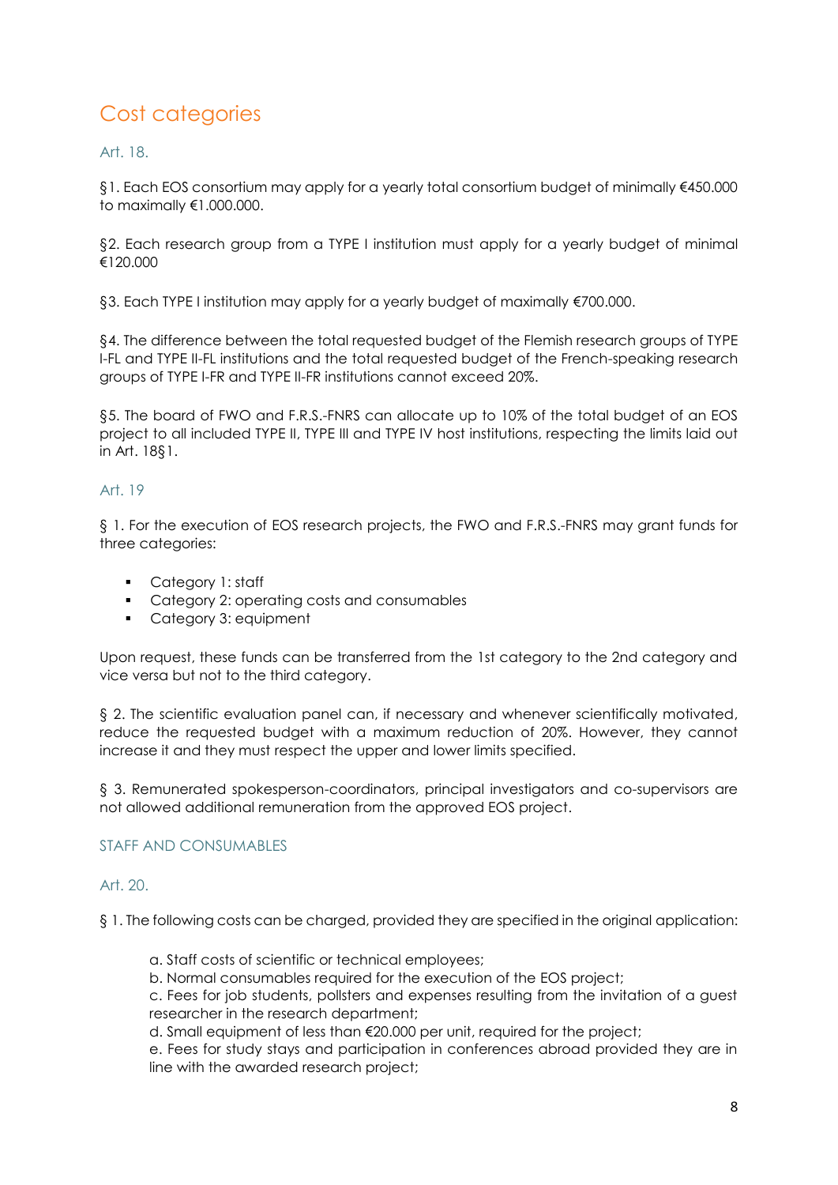## Cost categories

### Art. 18.

§1. Each EOS consortium may apply for a yearly total consortium budget of minimally €450.000 to maximally €1.000.000.

§2. Each research group from a TYPE I institution must apply for a yearly budget of minimal €120.000

§3. Each TYPE I institution may apply for a yearly budget of maximally €700.000.

§4. The difference between the total requested budget of the Flemish research groups of TYPE I-FL and TYPE II-FL institutions and the total requested budget of the French-speaking research groups of TYPE I-FR and TYPE II-FR institutions cannot exceed 20%.

§5. The board of FWO and F.R.S.-FNRS can allocate up to 10% of the total budget of an EOS project to all included TYPE II, TYPE III and TYPE IV host institutions, respecting the limits laid out in Art. 18§1.

### Art. 19

§ 1. For the execution of EOS research projects, the FWO and F.R.S.-FNRS may grant funds for three categories:

- Category 1: staff
- Category 2: operating costs and consumables
- Category 3: equipment

Upon request, these funds can be transferred from the 1st category to the 2nd category and vice versa but not to the third category.

§ 2. The scientific evaluation panel can, if necessary and whenever scientifically motivated, reduce the requested budget with a maximum reduction of 20%. However, they cannot increase it and they must respect the upper and lower limits specified.

§ 3. Remunerated spokesperson-coordinators, principal investigators and co-supervisors are not allowed additional remuneration from the approved EOS project.

### STAFF AND CONSUMABLES

### Art. 20.

§ 1. The following costs can be charged, provided they are specified in the original application:

a. Staff costs of scientific or technical employees;
b. Normal consumables required for the execution of the EOS project;
c. Fees for job students, pollsters and expenses resulting from the invitation of a guest researcher in the research department;
d. Small equipment of less than €20.000 per unit, required for the project;
e. Fees for study stays and participation in conferences abroad provided they are in line with the awarded research project;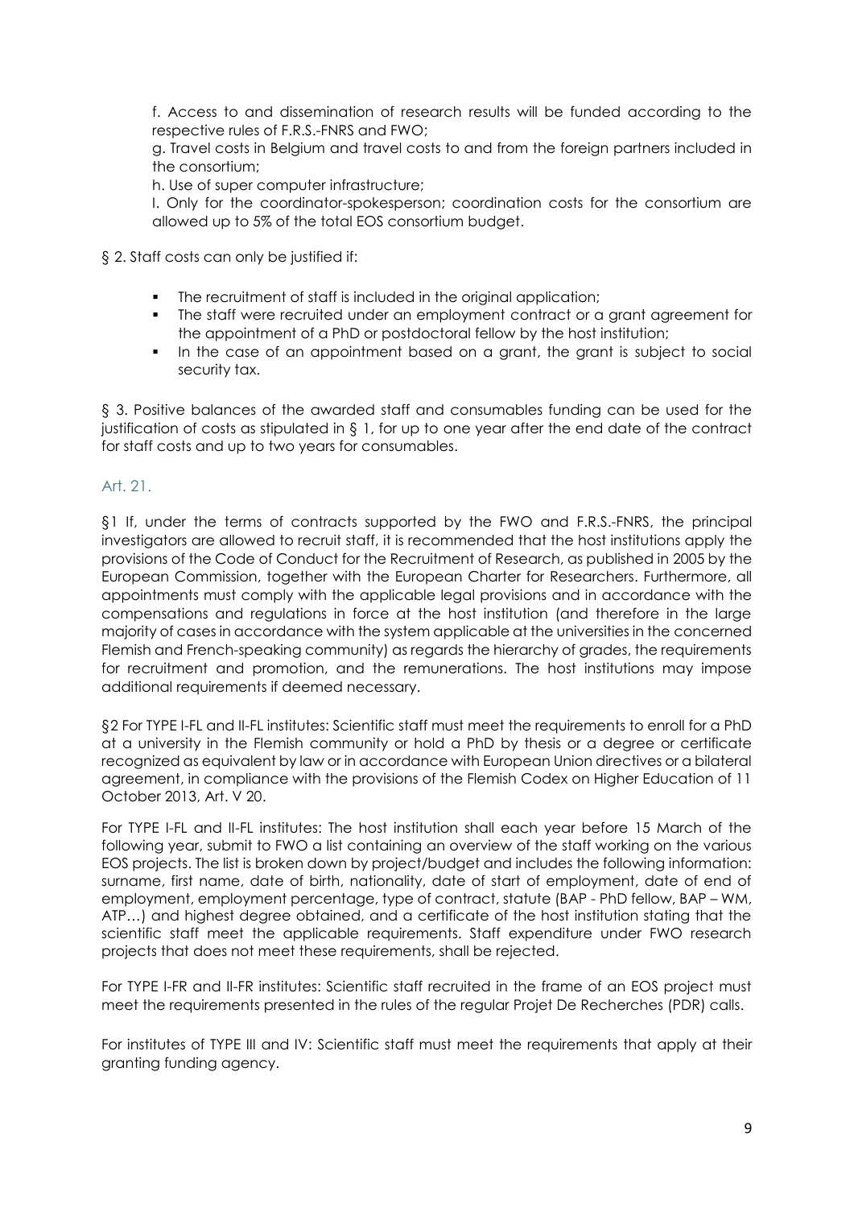f. Access to and dissemination of research results will be funded according to the respective rules of F.R.S.-FNRS and FWO;

g. Travel costs in Belgium and travel costs to and from the foreign partners included in the consortium;

h. Use of super computer infrastructure;

I. Only for the coordinator-spokesperson; coordination costs for the consortium are allowed up to 5% of the total EOS consortium budget.

§ 2. Staff costs can only be justified if:

- The recruitment of staff is included in the original application;
- The staff were recruited under an employment contract or a grant agreement for the appointment of a PhD or postdoctoral fellow by the host institution;
- In the case of an appointment based on a grant, the grant is subject to social security tax.

§ 3. Positive balances of the awarded staff and consumables funding can be used for the justification of costs as stipulated in § 1, for up to one year after the end date of the contract for staff costs and up to two years for consumables.

## Art. 21.

§1 If, under the terms of contracts supported by the FWO and F.R.S.-FNRS, the principal investigators are allowed to recruit staff, it is recommended that the host institutions apply the provisions of the Code of Conduct for the Recruitment of Research, as published in 2005 by the European Commission, together with the European Charter for Researchers. Furthermore, all appointments must comply with the applicable legal provisions and in accordance with the compensations and regulations in force at the host institution (and therefore in the large majority of cases in accordance with the system applicable at the universities in the concerned Flemish and French-speaking community) as regards the hierarchy of grades, the requirements for recruitment and promotion, and the remunerations. The host institutions may impose additional requirements if deemed necessary.

§2 For TYPE I-FL and II-FL institutes: Scientific staff must meet the requirements to enroll for a PhD at a university in the Flemish community or hold a PhD by thesis or a degree or certificate recognized as equivalent by law or in accordance with European Union directives or a bilateral agreement, in compliance with the provisions of the Flemish Codex on Higher Education of 11 October 2013, Art. V 20.

For TYPE I-FL and II-FL institutes: The host institution shall each year before 15 March of the following year, submit to FWO a list containing an overview of the staff working on the various EOS projects. The list is broken down by project/budget and includes the following information: surname, first name, date of birth, nationality, date of start of employment, date of end of employment, employment percentage, type of contract, statute (BAP - PhD fellow, BAP – WM, ATP…) and highest degree obtained, and a certificate of the host institution stating that the scientific staff meet the applicable requirements. Staff expenditure under FWO research projects that does not meet these requirements, shall be rejected.

For TYPE I-FR and II-FR institutes: Scientific staff recruited in the frame of an EOS project must meet the requirements presented in the rules of the regular Projet De Recherches (PDR) calls.

For institutes of TYPE III and IV: Scientific staff must meet the requirements that apply at their granting funding agency.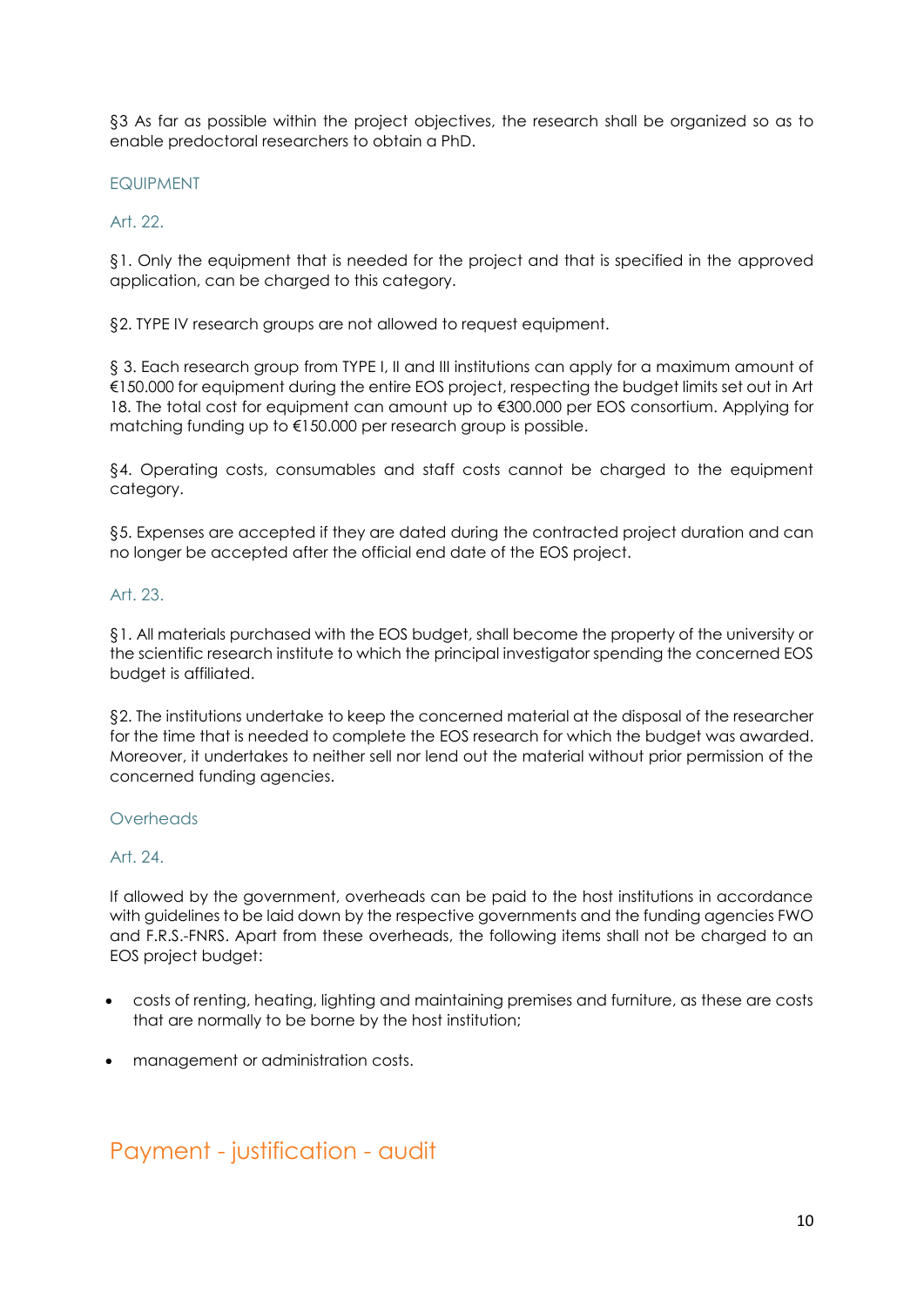§3 As far as possible within the project objectives, the research shall be organized so as to enable predoctoral researchers to obtain a PhD.

### EQUIPMENT

#### Art. 22.

§1. Only the equipment that is needed for the project and that is specified in the approved application, can be charged to this category.

§2. TYPE IV research groups are not allowed to request equipment.

§ 3. Each research group from TYPE I, II and III institutions can apply for a maximum amount of €150.000 for equipment during the entire EOS project, respecting the budget limits set out in Art 18. The total cost for equipment can amount up to €300.000 per EOS consortium. Applying for matching funding up to €150.000 per research group is possible.

§4. Operating costs, consumables and staff costs cannot be charged to the equipment category.

§5. Expenses are accepted if they are dated during the contracted project duration and can no longer be accepted after the official end date of the EOS project.

#### Art. 23.

§1. All materials purchased with the EOS budget, shall become the property of the university or the scientific research institute to which the principal investigator spending the concerned EOS budget is affiliated.

§2. The institutions undertake to keep the concerned material at the disposal of the researcher for the time that is needed to complete the EOS research for which the budget was awarded. Moreover, it undertakes to neither sell nor lend out the material without prior permission of the concerned funding agencies.

### Overheads

#### Art. 24.

If allowed by the government, overheads can be paid to the host institutions in accordance with guidelines to be laid down by the respective governments and the funding agencies FWO and F.R.S.-FNRS. Apart from these overheads, the following items shall not be charged to an EOS project budget:

- costs of renting, heating, lighting and maintaining premises and furniture, as these are costs that are normally to be borne by the host institution;
- management or administration costs.

## Payment - justification - audit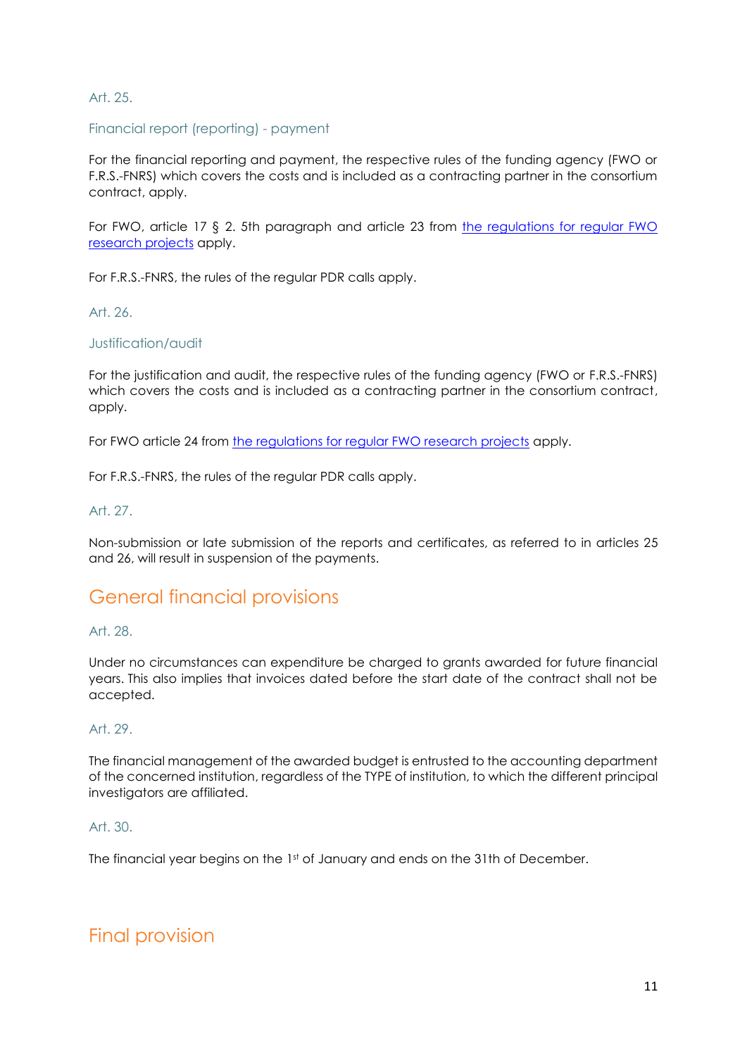### Art. 25.

### Financial report (reporting) - payment

For the financial reporting and payment, the respective rules of the funding agency (FWO or F.R.S.-FNRS) which covers the costs and is included as a contracting partner in the consortium contract, apply.

For FWO, article 17 § 2. 5th paragraph and article 23 from [the regulations for regular FWO research projects]() apply.

For F.R.S.-FNRS, the rules of the regular PDR calls apply.

### Art. 26.

### Justification/audit

For the justification and audit, the respective rules of the funding agency (FWO or F.R.S.-FNRS) which covers the costs and is included as a contracting partner in the consortium contract, apply.

For FWO article 24 from [the regulations for regular FWO research projects]() apply.

For F.R.S.-FNRS, the rules of the regular PDR calls apply.

### Art. 27.

Non-submission or late submission of the reports and certificates, as referred to in articles 25 and 26, will result in suspension of the payments.

## General financial provisions

### Art. 28.

Under no circumstances can expenditure be charged to grants awarded for future financial years. This also implies that invoices dated before the start date of the contract shall not be accepted.

### Art. 29.

The financial management of the awarded budget is entrusted to the accounting department of the concerned institution, regardless of the TYPE of institution, to which the different principal investigators are affiliated.

### Art. 30.

The financial year begins on the 1st of January and ends on the 31th of December.

## Final provision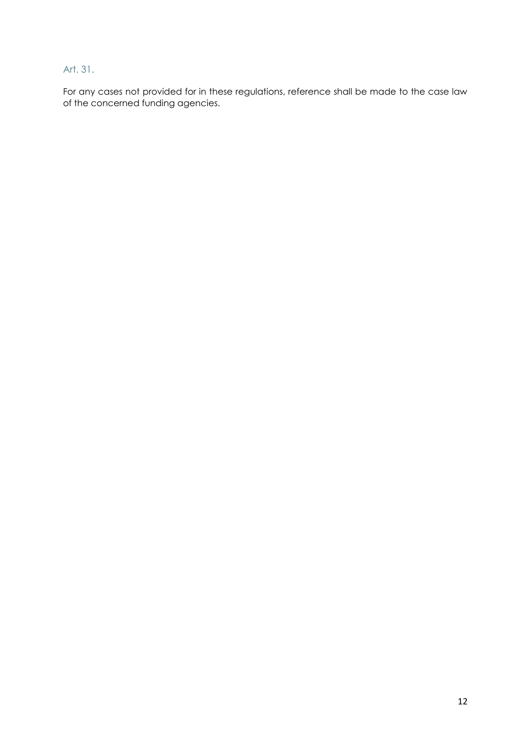### Art. 31.

For any cases not provided for in these regulations, reference shall be made to the case law of the concerned funding agencies.